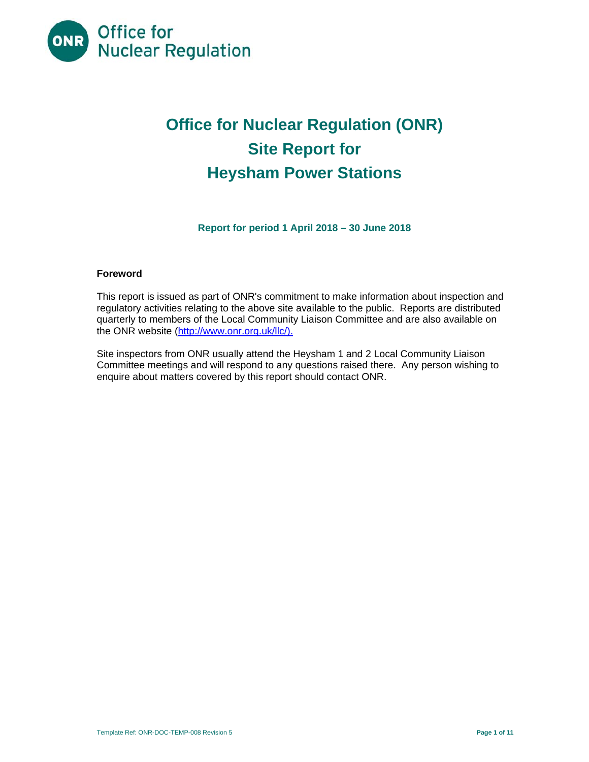Office for Nuclear Regulation

# Office for Nuclear Regulation (ONR) Site Report for Heysham Power Stations

**Report for period 1 April 2018 – 30 June 2018**

**Foreword**

This report is issued as part of ONR's commitment to make information about inspection and regulatory activities relating to the above site available to the public. Reports are distributed quarterly to members of the Local Community Liaison Committee and are also available on the ONR website (http://www.onr.org.uk/llc/).

Site inspectors from ONR usually attend the Heysham 1 and 2 Local Community Liaison Committee meetings and will respond to any questions raised there. Any person wishing to enquire about matters covered by this report should contact ONR.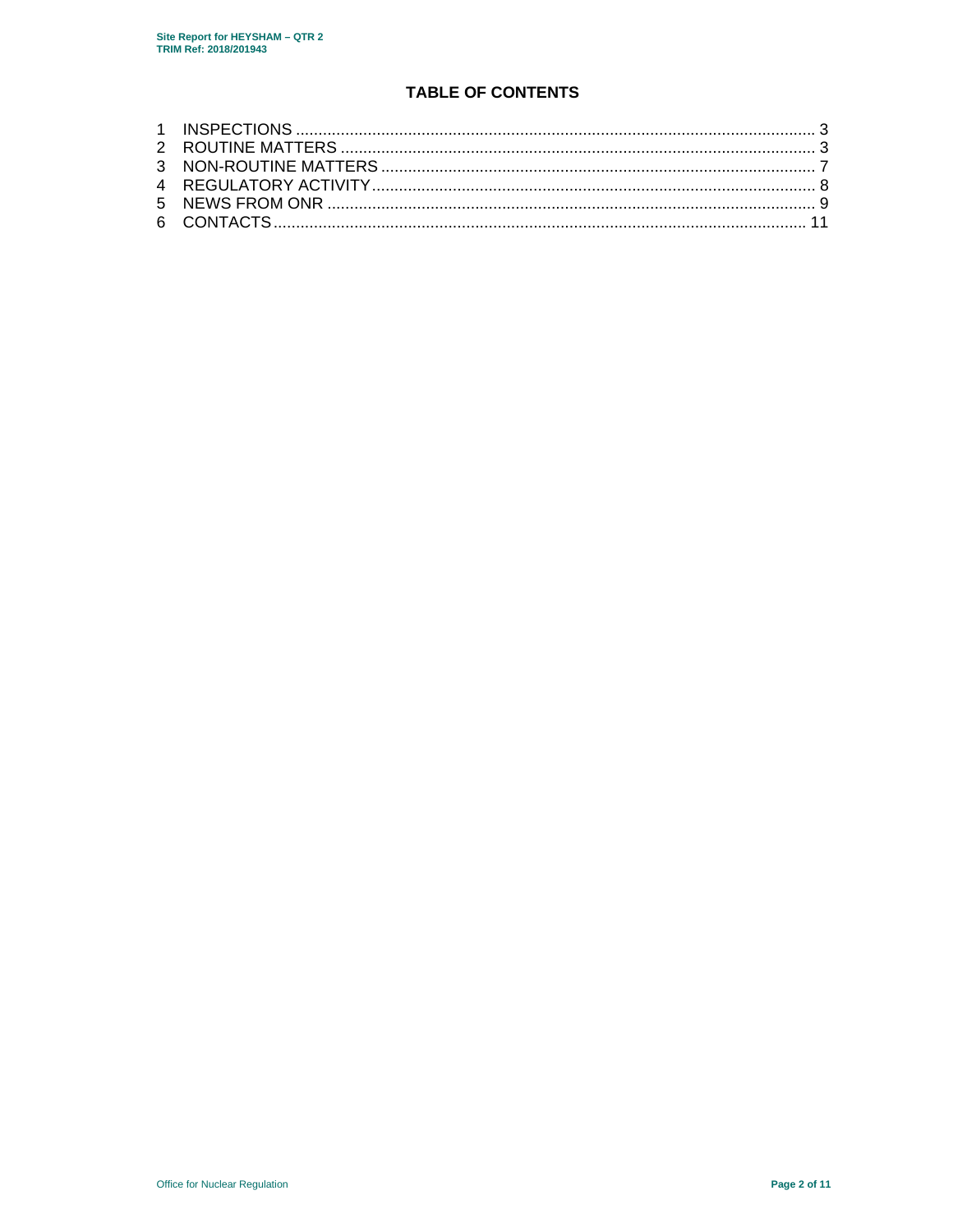# TABLE OF CONTENTS

1 INSPECTIONS .................................................................................................................... 3
2 ROUTINE MATTERS ......................................................................................................... 3
3 NON-ROUTINE MATTERS ................................................................................................. 7
4 REGULATORY ACTIVITY .................................................................................................. 8
5 NEWS FROM ONR ............................................................................................................ 9
6 CONTACTS ...................................................................................................................... 11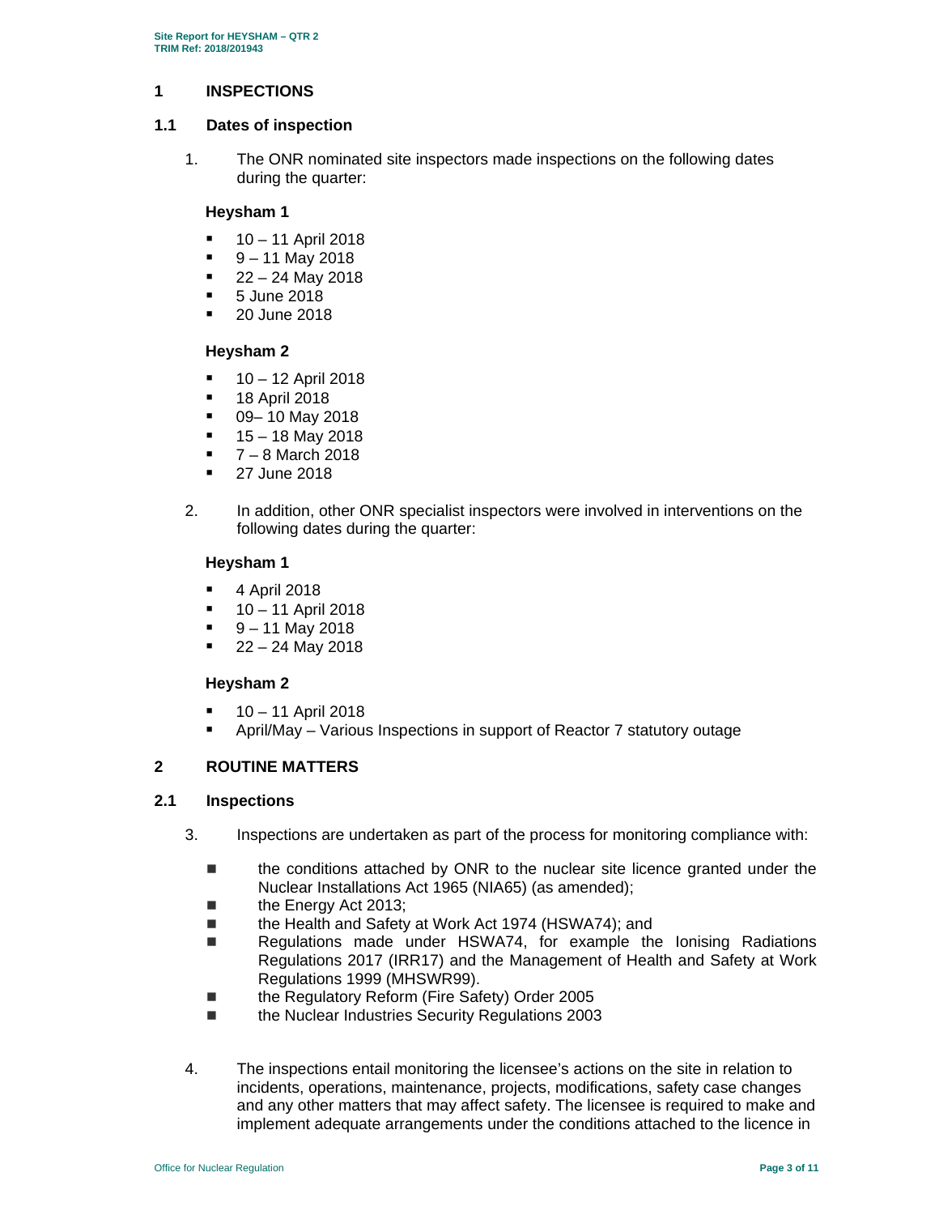# 1 INSPECTIONS

## 1.1 Dates of inspection

1. The ONR nominated site inspectors made inspections on the following dates during the quarter:

**Heysham 1**

- 10 – 11 April 2018
- 9 – 11 May 2018
- 22 – 24 May 2018
- 5 June 2018
- 20 June 2018

**Heysham 2**

- 10 – 12 April 2018
- 18 April 2018
- 09– 10 May 2018
- 15 – 18 May 2018
- 7 – 8 March 2018
- 27 June 2018

2. In addition, other ONR specialist inspectors were involved in interventions on the following dates during the quarter:

**Heysham 1**

- 4 April 2018
- 10 – 11 April 2018
- 9 – 11 May 2018
- 22 – 24 May 2018

**Heysham 2**

- 10 – 11 April 2018
- April/May – Various Inspections in support of Reactor 7 statutory outage

# 2 ROUTINE MATTERS

## 2.1 Inspections

3. Inspections are undertaken as part of the process for monitoring compliance with:

- the conditions attached by ONR to the nuclear site licence granted under the Nuclear Installations Act 1965 (NIA65) (as amended);
- the Energy Act 2013;
- the Health and Safety at Work Act 1974 (HSWA74); and
- Regulations made under HSWA74, for example the Ionising Radiations Regulations 2017 (IRR17) and the Management of Health and Safety at Work Regulations 1999 (MHSWR99).
- the Regulatory Reform (Fire Safety) Order 2005
- the Nuclear Industries Security Regulations 2003

4. The inspections entail monitoring the licensee's actions on the site in relation to incidents, operations, maintenance, projects, modifications, safety case changes and any other matters that may affect safety. The licensee is required to make and implement adequate arrangements under the conditions attached to the licence in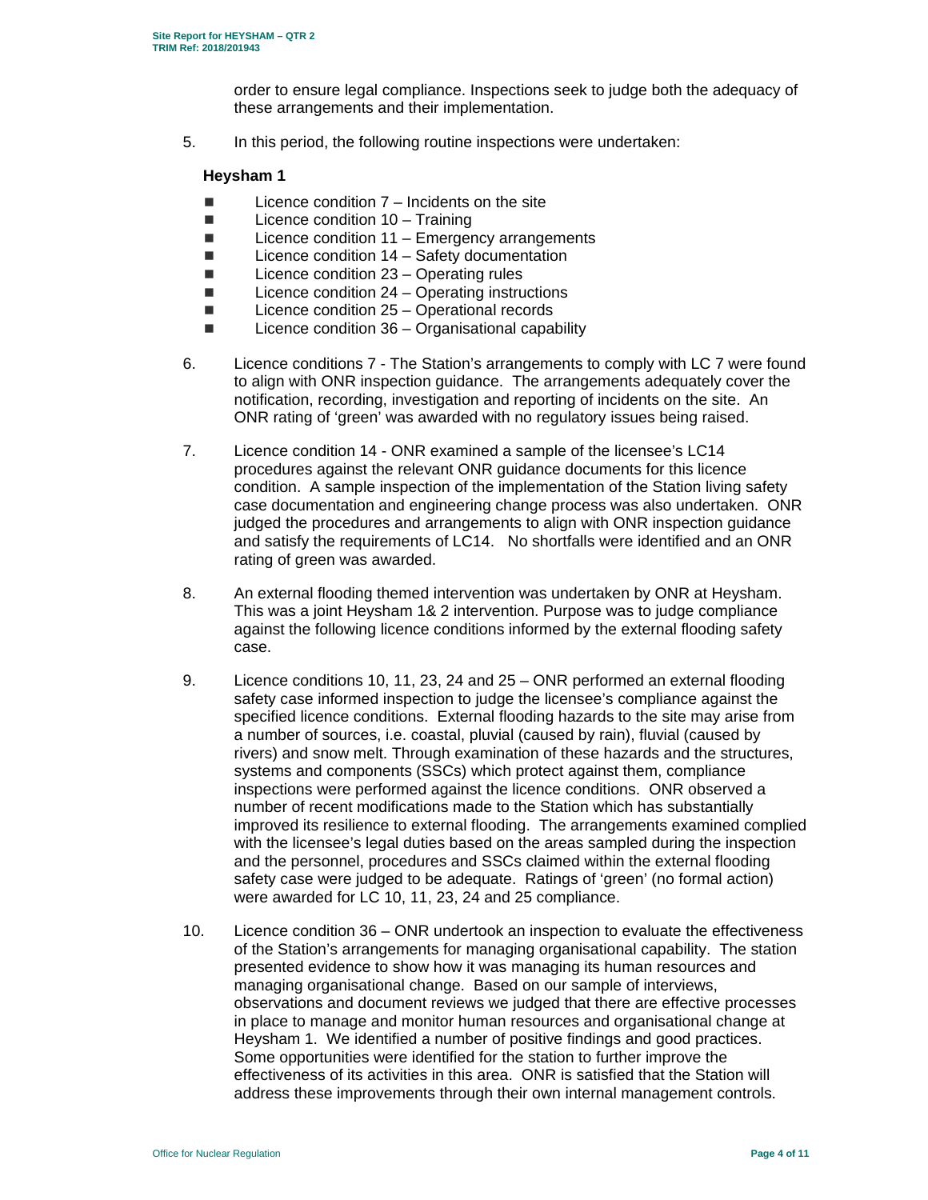order to ensure legal compliance. Inspections seek to judge both the adequacy of these arrangements and their implementation.

5. In this period, the following routine inspections were undertaken:

**Heysham 1**

- Licence condition 7 – Incidents on the site
- Licence condition 10 – Training
- Licence condition 11 – Emergency arrangements
- Licence condition 14 – Safety documentation
- Licence condition 23 – Operating rules
- Licence condition 24 – Operating instructions
- Licence condition 25 – Operational records
- Licence condition 36 – Organisational capability

6. Licence conditions 7 - The Station's arrangements to comply with LC 7 were found to align with ONR inspection guidance. The arrangements adequately cover the notification, recording, investigation and reporting of incidents on the site. An ONR rating of 'green' was awarded with no regulatory issues being raised.

7. Licence condition 14 - ONR examined a sample of the licensee's LC14 procedures against the relevant ONR guidance documents for this licence condition. A sample inspection of the implementation of the Station living safety case documentation and engineering change process was also undertaken. ONR judged the procedures and arrangements to align with ONR inspection guidance and satisfy the requirements of LC14. No shortfalls were identified and an ONR rating of green was awarded.

8. An external flooding themed intervention was undertaken by ONR at Heysham. This was a joint Heysham 1& 2 intervention. Purpose was to judge compliance against the following licence conditions informed by the external flooding safety case.

9. Licence conditions 10, 11, 23, 24 and 25 – ONR performed an external flooding safety case informed inspection to judge the licensee's compliance against the specified licence conditions. External flooding hazards to the site may arise from a number of sources, i.e. coastal, pluvial (caused by rain), fluvial (caused by rivers) and snow melt. Through examination of these hazards and the structures, systems and components (SSCs) which protect against them, compliance inspections were performed against the licence conditions. ONR observed a number of recent modifications made to the Station which has substantially improved its resilience to external flooding. The arrangements examined complied with the licensee's legal duties based on the areas sampled during the inspection and the personnel, procedures and SSCs claimed within the external flooding safety case were judged to be adequate. Ratings of 'green' (no formal action) were awarded for LC 10, 11, 23, 24 and 25 compliance.

10. Licence condition 36 – ONR undertook an inspection to evaluate the effectiveness of the Station's arrangements for managing organisational capability. The station presented evidence to show how it was managing its human resources and managing organisational change. Based on our sample of interviews, observations and document reviews we judged that there are effective processes in place to manage and monitor human resources and organisational change at Heysham 1. We identified a number of positive findings and good practices. Some opportunities were identified for the station to further improve the effectiveness of its activities in this area. ONR is satisfied that the Station will address these improvements through their own internal management controls.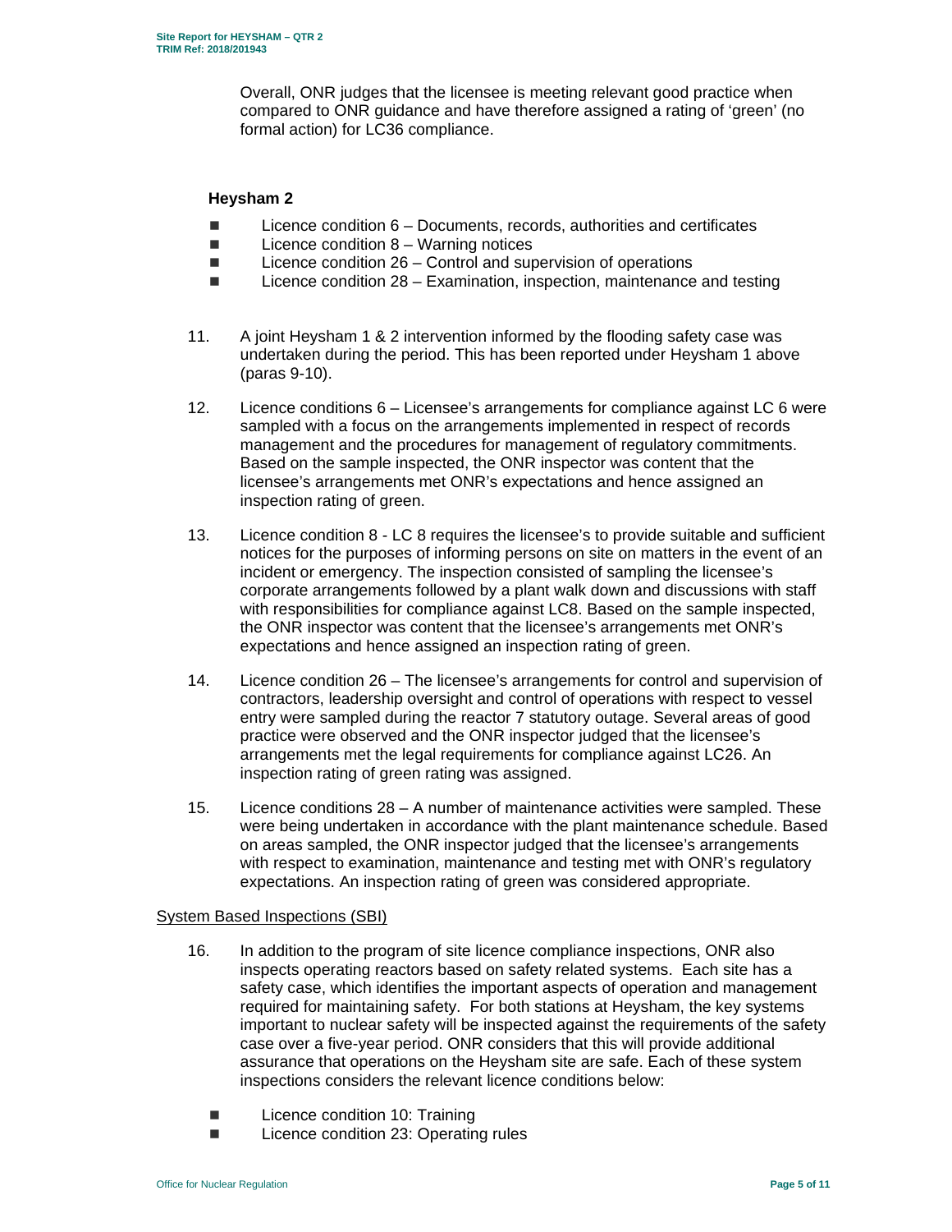Overall, ONR judges that the licensee is meeting relevant good practice when compared to ONR guidance and have therefore assigned a rating of 'green' (no formal action) for LC36 compliance.

### Heysham 2

- Licence condition 6 – Documents, records, authorities and certificates
- Licence condition 8 – Warning notices
- Licence condition 26 – Control and supervision of operations
- Licence condition 28 – Examination, inspection, maintenance and testing

11. A joint Heysham 1 & 2 intervention informed by the flooding safety case was undertaken during the period. This has been reported under Heysham 1 above (paras 9-10).

12. Licence conditions 6 – Licensee's arrangements for compliance against LC 6 were sampled with a focus on the arrangements implemented in respect of records management and the procedures for management of regulatory commitments. Based on the sample inspected, the ONR inspector was content that the licensee's arrangements met ONR's expectations and hence assigned an inspection rating of green.

13. Licence condition 8 - LC 8 requires the licensee's to provide suitable and sufficient notices for the purposes of informing persons on site on matters in the event of an incident or emergency. The inspection consisted of sampling the licensee's corporate arrangements followed by a plant walk down and discussions with staff with responsibilities for compliance against LC8. Based on the sample inspected, the ONR inspector was content that the licensee's arrangements met ONR's expectations and hence assigned an inspection rating of green.

14. Licence condition 26 – The licensee's arrangements for control and supervision of contractors, leadership oversight and control of operations with respect to vessel entry were sampled during the reactor 7 statutory outage. Several areas of good practice were observed and the ONR inspector judged that the licensee's arrangements met the legal requirements for compliance against LC26. An inspection rating of green rating was assigned.

15. Licence conditions 28 – A number of maintenance activities were sampled. These were being undertaken in accordance with the plant maintenance schedule. Based on areas sampled, the ONR inspector judged that the licensee's arrangements with respect to examination, maintenance and testing met with ONR's regulatory expectations. An inspection rating of green was considered appropriate.

<u>System Based Inspections (SBI)</u>

16. In addition to the program of site licence compliance inspections, ONR also inspects operating reactors based on safety related systems. Each site has a safety case, which identifies the important aspects of operation and management required for maintaining safety. For both stations at Heysham, the key systems important to nuclear safety will be inspected against the requirements of the safety case over a five-year period. ONR considers that this will provide additional assurance that operations on the Heysham site are safe. Each of these system inspections considers the relevant licence conditions below:

    - Licence condition 10: Training
    - Licence condition 23: Operating rules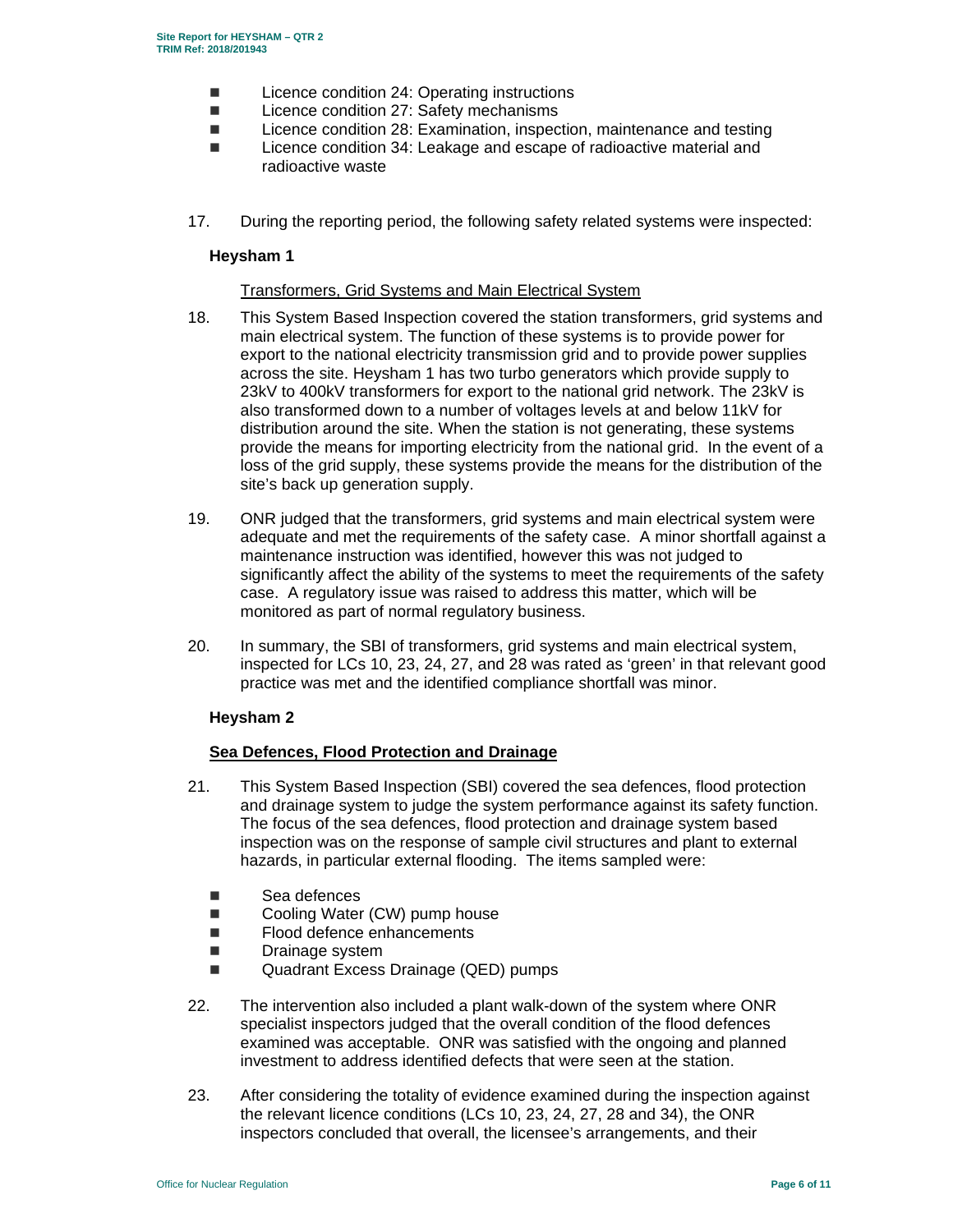- Licence condition 24: Operating instructions
- Licence condition 27: Safety mechanisms
- Licence condition 28: Examination, inspection, maintenance and testing
- Licence condition 34: Leakage and escape of radioactive material and radioactive waste

17. During the reporting period, the following safety related systems were inspected:

**Heysham 1**

Transformers, Grid Systems and Main Electrical System

18. This System Based Inspection covered the station transformers, grid systems and main electrical system. The function of these systems is to provide power for export to the national electricity transmission grid and to provide power supplies across the site. Heysham 1 has two turbo generators which provide supply to 23kV to 400kV transformers for export to the national grid network. The 23kV is also transformed down to a number of voltages levels at and below 11kV for distribution around the site. When the station is not generating, these systems provide the means for importing electricity from the national grid. In the event of a loss of the grid supply, these systems provide the means for the distribution of the site's back up generation supply.

19. ONR judged that the transformers, grid systems and main electrical system were adequate and met the requirements of the safety case. A minor shortfall against a maintenance instruction was identified, however this was not judged to significantly affect the ability of the systems to meet the requirements of the safety case. A regulatory issue was raised to address this matter, which will be monitored as part of normal regulatory business.

20. In summary, the SBI of transformers, grid systems and main electrical system, inspected for LCs 10, 23, 24, 27, and 28 was rated as 'green' in that relevant good practice was met and the identified compliance shortfall was minor.

**Heysham 2**

**Sea Defences, Flood Protection and Drainage**

21. This System Based Inspection (SBI) covered the sea defences, flood protection and drainage system to judge the system performance against its safety function. The focus of the sea defences, flood protection and drainage system based inspection was on the response of sample civil structures and plant to external hazards, in particular external flooding. The items sampled were:

- Sea defences
- Cooling Water (CW) pump house
- Flood defence enhancements
- Drainage system
- Quadrant Excess Drainage (QED) pumps

22. The intervention also included a plant walk-down of the system where ONR specialist inspectors judged that the overall condition of the flood defences examined was acceptable. ONR was satisfied with the ongoing and planned investment to address identified defects that were seen at the station.

23. After considering the totality of evidence examined during the inspection against the relevant licence conditions (LCs 10, 23, 24, 27, 28 and 34), the ONR inspectors concluded that overall, the licensee's arrangements, and their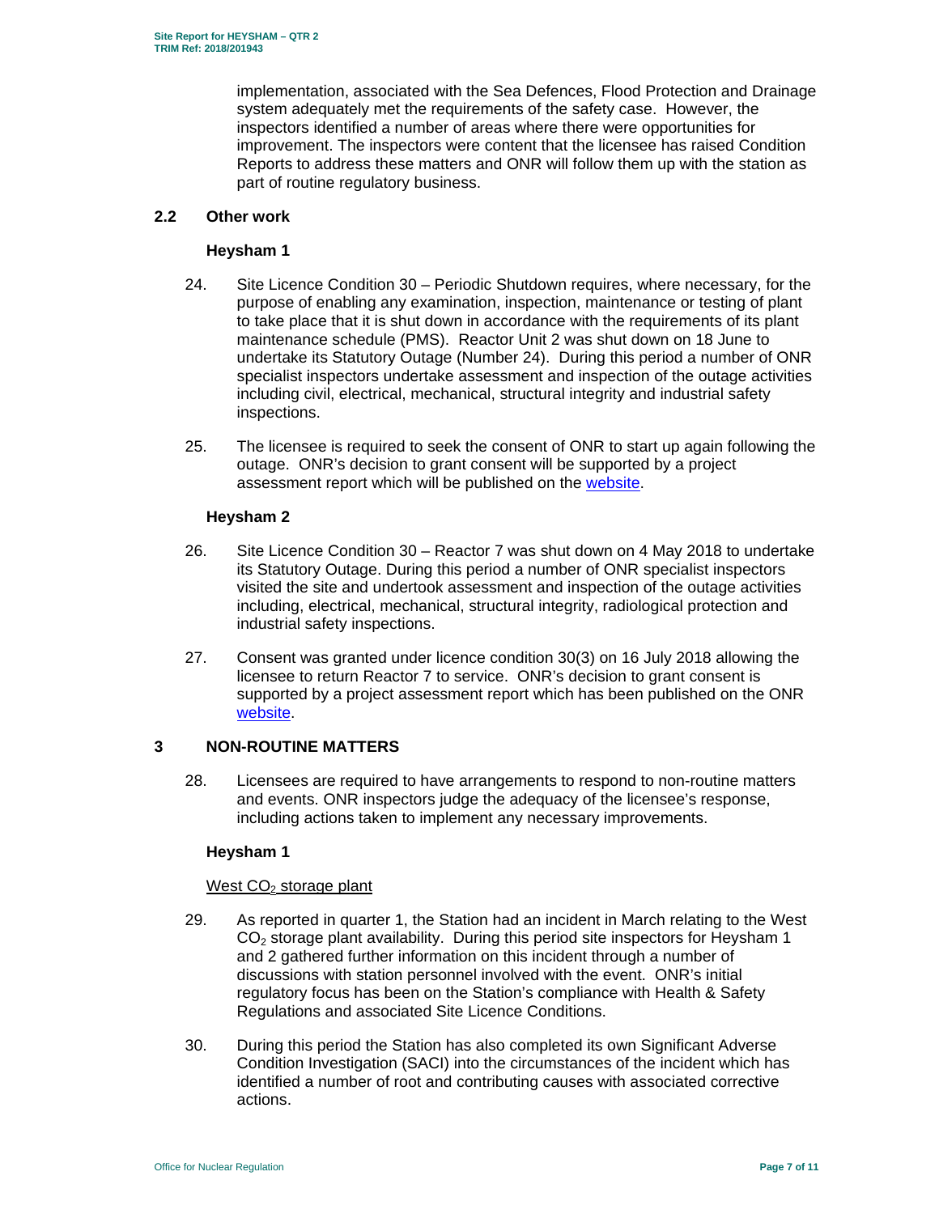implementation, associated with the Sea Defences, Flood Protection and Drainage system adequately met the requirements of the safety case. However, the inspectors identified a number of areas where there were opportunities for improvement. The inspectors were content that the licensee has raised Condition Reports to address these matters and ONR will follow them up with the station as part of routine regulatory business.

## 2.2 Other work

### Heysham 1

24. Site Licence Condition 30 – Periodic Shutdown requires, where necessary, for the purpose of enabling any examination, inspection, maintenance or testing of plant to take place that it is shut down in accordance with the requirements of its plant maintenance schedule (PMS). Reactor Unit 2 was shut down on 18 June to undertake its Statutory Outage (Number 24). During this period a number of ONR specialist inspectors undertake assessment and inspection of the outage activities including civil, electrical, mechanical, structural integrity and industrial safety inspections.

25. The licensee is required to seek the consent of ONR to start up again following the outage. ONR's decision to grant consent will be supported by a project assessment report which will be published on the website.

### Heysham 2

26. Site Licence Condition 30 – Reactor 7 was shut down on 4 May 2018 to undertake its Statutory Outage. During this period a number of ONR specialist inspectors visited the site and undertook assessment and inspection of the outage activities including, electrical, mechanical, structural integrity, radiological protection and industrial safety inspections.

27. Consent was granted under licence condition 30(3) on 16 July 2018 allowing the licensee to return Reactor 7 to service. ONR's decision to grant consent is supported by a project assessment report which has been published on the ONR website.

# 3 NON-ROUTINE MATTERS

28. Licensees are required to have arrangements to respond to non-routine matters and events. ONR inspectors judge the adequacy of the licensee's response, including actions taken to implement any necessary improvements.

### Heysham 1

West $CO_2$ storage plant

29. As reported in quarter 1, the Station had an incident in March relating to the West $CO_2$ storage plant availability. During this period site inspectors for Heysham 1 and 2 gathered further information on this incident through a number of discussions with station personnel involved with the event. ONR's initial regulatory focus has been on the Station's compliance with Health & Safety Regulations and associated Site Licence Conditions.

30. During this period the Station has also completed its own Significant Adverse Condition Investigation (SACI) into the circumstances of the incident which has identified a number of root and contributing causes with associated corrective actions.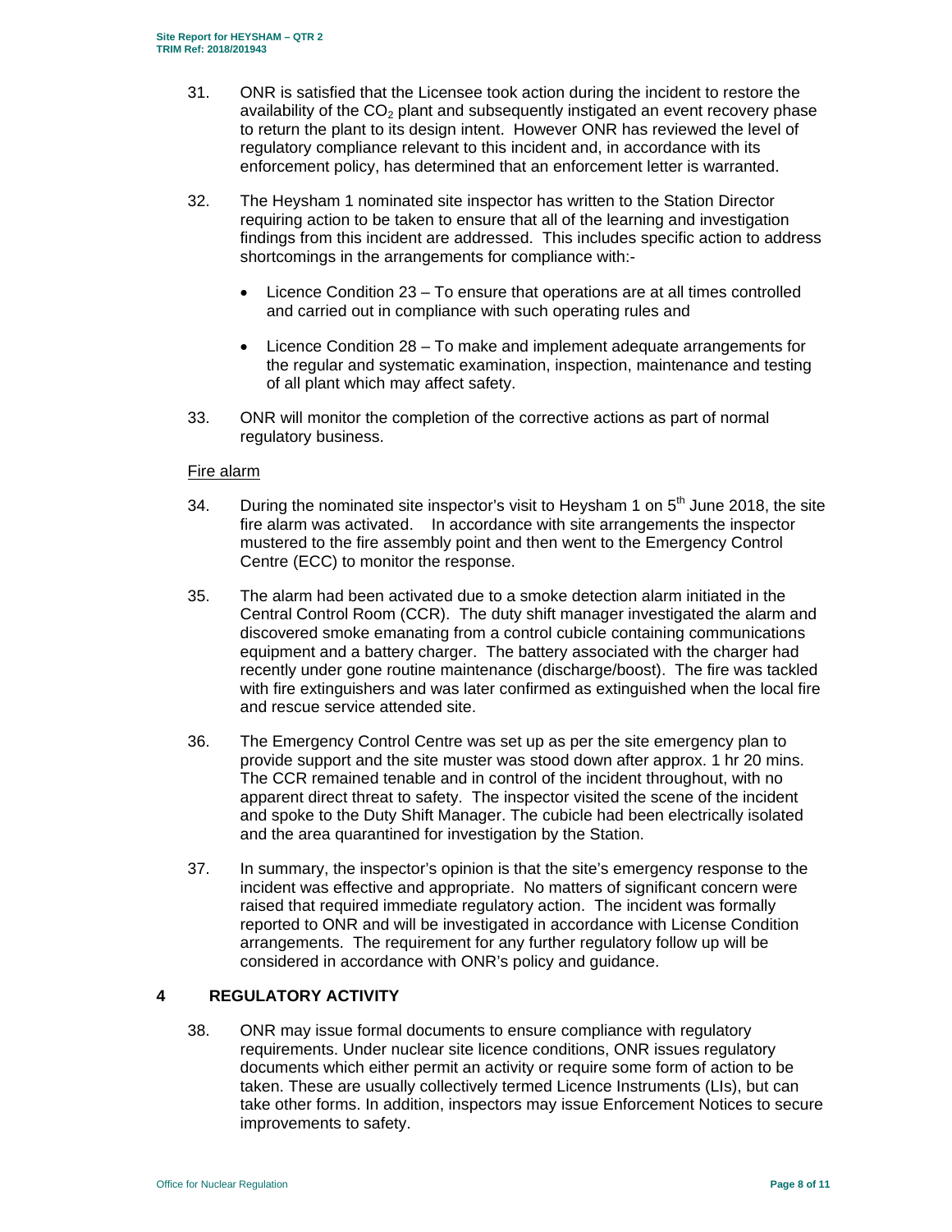31. ONR is satisfied that the Licensee took action during the incident to restore the availability of the $CO_2$ plant and subsequently instigated an event recovery phase to return the plant to its design intent. However ONR has reviewed the level of regulatory compliance relevant to this incident and, in accordance with its enforcement policy, has determined that an enforcement letter is warranted.

32. The Heysham 1 nominated site inspector has written to the Station Director requiring action to be taken to ensure that all of the learning and investigation findings from this incident are addressed. This includes specific action to address shortcomings in the arrangements for compliance with:-

    - Licence Condition 23 – To ensure that operations are at all times controlled and carried out in compliance with such operating rules and
    - Licence Condition 28 – To make and implement adequate arrangements for the regular and systematic examination, inspection, maintenance and testing of all plant which may affect safety.

33. ONR will monitor the completion of the corrective actions as part of normal regulatory business.

Fire alarm

34. During the nominated site inspector's visit to Heysham 1 on 5th June 2018, the site fire alarm was activated. In accordance with site arrangements the inspector mustered to the fire assembly point and then went to the Emergency Control Centre (ECC) to monitor the response.

35. The alarm had been activated due to a smoke detection alarm initiated in the Central Control Room (CCR). The duty shift manager investigated the alarm and discovered smoke emanating from a control cubicle containing communications equipment and a battery charger. The battery associated with the charger had recently under gone routine maintenance (discharge/boost). The fire was tackled with fire extinguishers and was later confirmed as extinguished when the local fire and rescue service attended site.

36. The Emergency Control Centre was set up as per the site emergency plan to provide support and the site muster was stood down after approx. 1 hr 20 mins. The CCR remained tenable and in control of the incident throughout, with no apparent direct threat to safety. The inspector visited the scene of the incident and spoke to the Duty Shift Manager. The cubicle had been electrically isolated and the area quarantined for investigation by the Station.

37. In summary, the inspector's opinion is that the site's emergency response to the incident was effective and appropriate. No matters of significant concern were raised that required immediate regulatory action. The incident was formally reported to ONR and will be investigated in accordance with License Condition arrangements. The requirement for any further regulatory follow up will be considered in accordance with ONR's policy and guidance.

## 4 REGULATORY ACTIVITY

38. ONR may issue formal documents to ensure compliance with regulatory requirements. Under nuclear site licence conditions, ONR issues regulatory documents which either permit an activity or require some form of action to be taken. These are usually collectively termed Licence Instruments (LIs), but can take other forms. In addition, inspectors may issue Enforcement Notices to secure improvements to safety.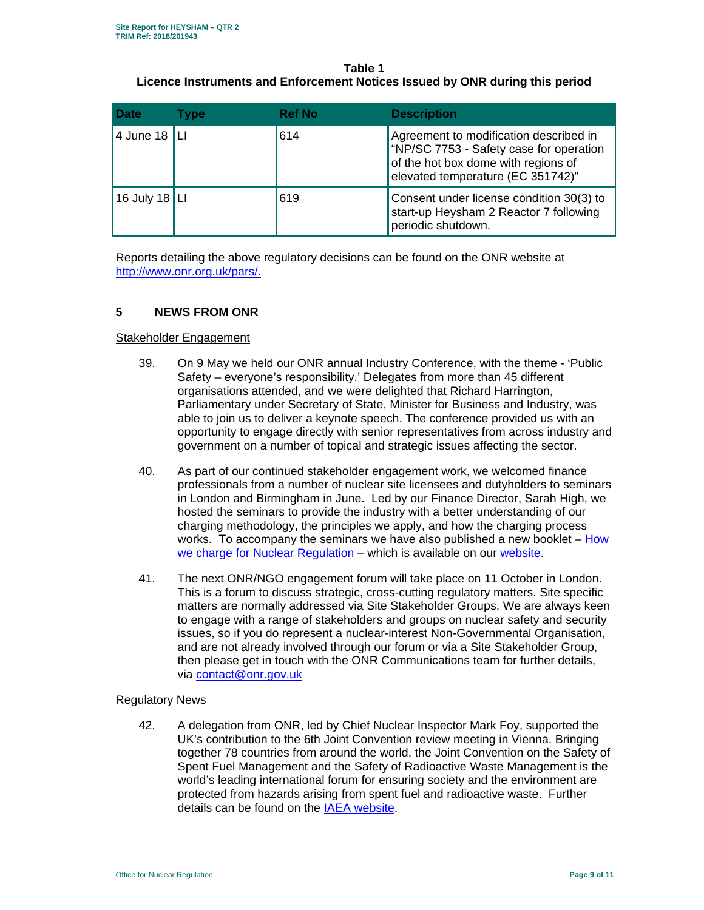**Table 1**
**Licence Instruments and Enforcement Notices Issued by ONR during this period**

| Date | Type | Ref No | Description |
|---|---|---|---|
| 4 June 18 | LI | 614 | Agreement to modification described in "NP/SC 7753 - Safety case for operation of the hot box dome with regions of elevated temperature (EC 351742)" |
| 16 July 18 | LI | 619 | Consent under license condition 30(3) to start-up Heysham 2 Reactor 7 following periodic shutdown. |

Reports detailing the above regulatory decisions can be found on the ONR website at http://www.onr.org.uk/pars/.

## 5 NEWS FROM ONR

Stakeholder Engagement

39. On 9 May we held our ONR annual Industry Conference, with the theme - 'Public Safety – everyone's responsibility.' Delegates from more than 45 different organisations attended, and we were delighted that Richard Harrington, Parliamentary under Secretary of State, Minister for Business and Industry, was able to join us to deliver a keynote speech. The conference provided us with an opportunity to engage directly with senior representatives from across industry and government on a number of topical and strategic issues affecting the sector.

40. As part of our continued stakeholder engagement work, we welcomed finance professionals from a number of nuclear site licensees and dutyholders to seminars in London and Birmingham in June. Led by our Finance Director, Sarah High, we hosted the seminars to provide the industry with a better understanding of our charging methodology, the principles we apply, and how the charging process works. To accompany the seminars we have also published a new booklet – How we charge for Nuclear Regulation – which is available on our website.

41. The next ONR/NGO engagement forum will take place on 11 October in London. This is a forum to discuss strategic, cross-cutting regulatory matters. Site specific matters are normally addressed via Site Stakeholder Groups. We are always keen to engage with a range of stakeholders and groups on nuclear safety and security issues, so if you do represent a nuclear-interest Non-Governmental Organisation, and are not already involved through our forum or via a Site Stakeholder Group, then please get in touch with the ONR Communications team for further details, via contact@onr.gov.uk

Regulatory News

42. A delegation from ONR, led by Chief Nuclear Inspector Mark Foy, supported the UK's contribution to the 6th Joint Convention review meeting in Vienna. Bringing together 78 countries from around the world, the Joint Convention on the Safety of Spent Fuel Management and the Safety of Radioactive Waste Management is the world's leading international forum for ensuring society and the environment are protected from hazards arising from spent fuel and radioactive waste. Further details can be found on the IAEA website.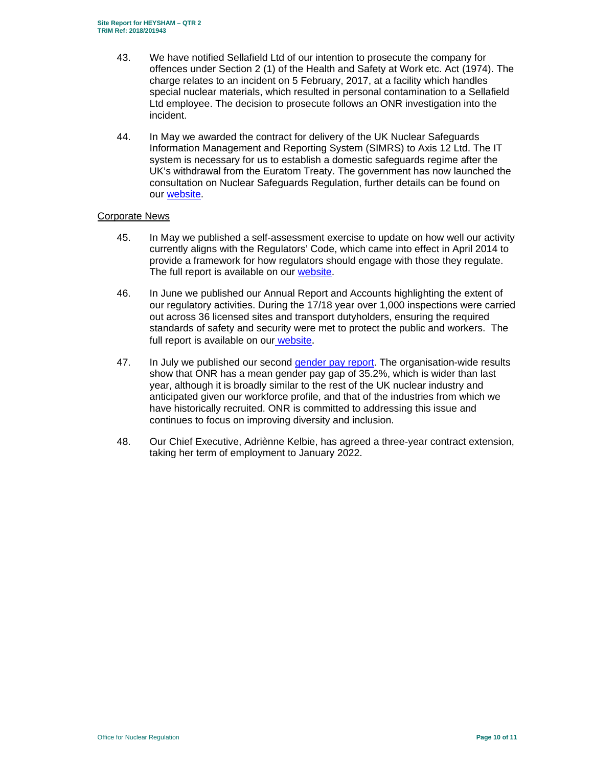43. We have notified Sellafield Ltd of our intention to prosecute the company for offences under Section 2 (1) of the Health and Safety at Work etc. Act (1974). The charge relates to an incident on 5 February, 2017, at a facility which handles special nuclear materials, which resulted in personal contamination to a Sellafield Ltd employee. The decision to prosecute follows an ONR investigation into the incident.

44. In May we awarded the contract for delivery of the UK Nuclear Safeguards Information Management and Reporting System (SIMRS) to Axis 12 Ltd. The IT system is necessary for us to establish a domestic safeguards regime after the UK's withdrawal from the Euratom Treaty. The government has now launched the consultation on Nuclear Safeguards Regulation, further details can be found on our website.

Corporate News

45. In May we published a self-assessment exercise to update on how well our activity currently aligns with the Regulators' Code, which came into effect in April 2014 to provide a framework for how regulators should engage with those they regulate. The full report is available on our website.

46. In June we published our Annual Report and Accounts highlighting the extent of our regulatory activities. During the 17/18 year over 1,000 inspections were carried out across 36 licensed sites and transport dutyholders, ensuring the required standards of safety and security were met to protect the public and workers. The full report is available on our website.

47. In July we published our second gender pay report. The organisation-wide results show that ONR has a mean gender pay gap of 35.2%, which is wider than last year, although it is broadly similar to the rest of the UK nuclear industry and anticipated given our workforce profile, and that of the industries from which we have historically recruited. ONR is committed to addressing this issue and continues to focus on improving diversity and inclusion.

48. Our Chief Executive, Adriènne Kelbie, has agreed a three-year contract extension, taking her term of employment to January 2022.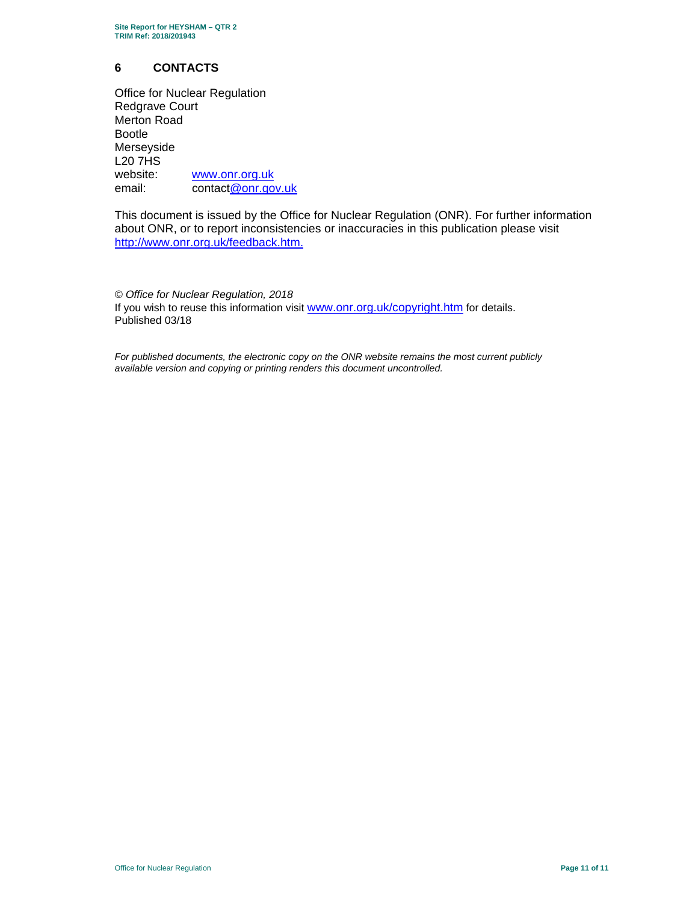## 6 CONTACTS

Office for Nuclear Regulation
Redgrave Court
Merton Road
Bootle
Merseyside
L20 7HS
website: www.onr.org.uk
email: contact@onr.gov.uk

This document is issued by the Office for Nuclear Regulation (ONR). For further information about ONR, or to report inconsistencies or inaccuracies in this publication please visit http://www.onr.org.uk/feedback.htm.

*© Office for Nuclear Regulation, 2018*
If you wish to reuse this information visit www.onr.org.uk/copyright.htm for details.
Published 03/18

*For published documents, the electronic copy on the ONR website remains the most current publicly available version and copying or printing renders this document uncontrolled.*